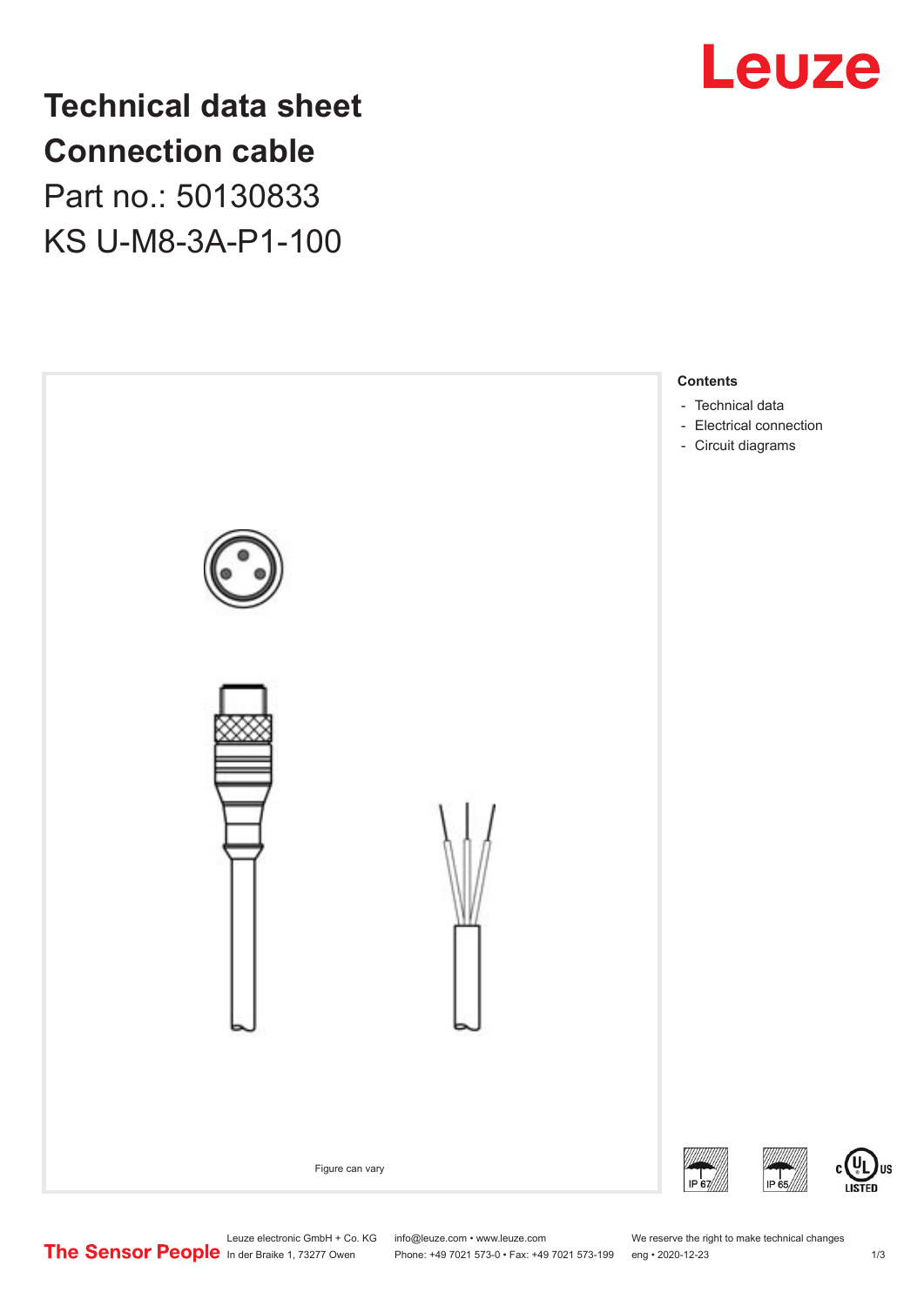# Technical data sheet
# Connection cable

Part no.: 50130833

KS U-M8-3A-P1-100

**Contents**

- Technical data
- Electrical connection
- Circuit diagrams

Figure can vary

Leuze electronic GmbH + Co. KG
In der Braike 1, 73277 Owen

info@leuze.com • www.leuze.com
Phone: +49 7021 573-0 • Fax: +49 7021 573-199

We reserve the right to make technical changes
eng • 2020-12-23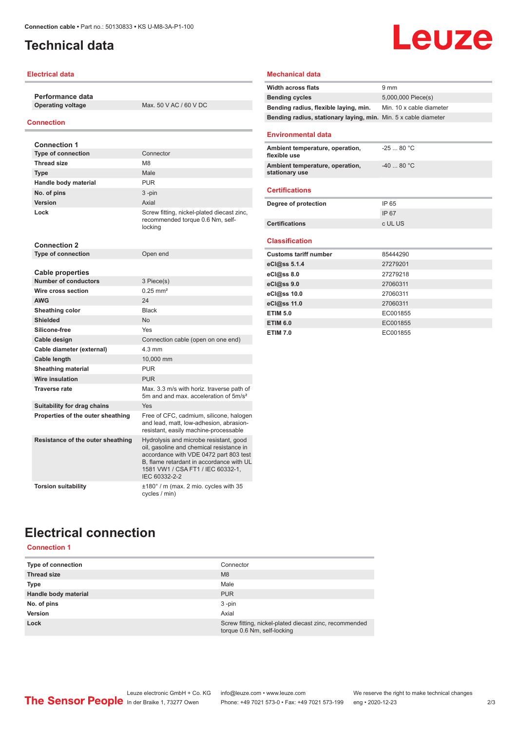# Technical data

## Electrical data

| Performance data | |
|---|---|
| Operating voltage | Max. 50 V AC / 60 V DC |

## Connection

| Connection 1 | |
|---|---|
| Type of connection | Connector |
| Thread size | M8 |
| Type | Male |
| Handle body material | PUR |
| No. of pins | 3 -pin |
| Version | Axial |
| Lock | Screw fitting, nickel-plated diecast zinc, recommended torque 0.6 Nm, self-locking |

| Connection 2 | |
|---|---|
| Type of connection | Open end |

| Cable properties | |
|---|---|
| Number of conductors | 3 Piece(s) |
| Wire cross section | 0.25 mm² |
| AWG | 24 |
| Sheathing color | Black |
| Shielded | No |
| Silicone-free | Yes |
| Cable design | Connection cable (open on one end) |
| Cable diameter (external) | 4.3 mm |
| Cable length | 10,000 mm |
| Sheathing material | PUR |
| Wire insulation | PUR |
| Traverse rate | Max. 3.3 m/s with horiz. traverse path of 5m and and max. acceleration of 5m/s² |
| Suitability for drag chains | Yes |
| Properties of the outer sheathing | Free of CFC, cadmium, silicone, halogen and lead, matt, low-adhesion, abrasion-resistant, easily machine-processable |
| Resistance of the outer sheathing | Hydrolysis and microbe resistant, good oil, gasoline and chemical resistance in accordance with VDE 0472 part 803 test B, flame retardant in accordance with UL 1581 VW1 / CSA FT1 / IEC 60332-1, IEC 60332-2-2 |
| Torsion suitability | ±180° / m (max. 2 mio. cycles with 35 cycles / min) |

## Mechanical data

| | |
|---|---|
| Width across flats | 9 mm |
| Bending cycles | 5,000,000 Piece(s) |
| Bending radius, flexible laying, min. | Min. 10 x cable diameter |
| Bending radius, stationary laying, min. | Min. 5 x cable diameter |

## Environmental data

| | |
|---|---|
| Ambient temperature, operation, flexible use | -25 ... 80 °C |
| Ambient temperature, operation, stationary use | -40 ... 80 °C |

## Certifications

| | |
|---|---|
| Degree of protection | IP 65 |
| | IP 67 |
| Certifications | c UL US |

## Classification

| | |
|---|---|
| Customs tariff number | 85444290 |
| eCl@ss 5.1.4 | 27279201 |
| eCl@ss 8.0 | 27279218 |
| eCl@ss 9.0 | 27060311 |
| eCl@ss 10.0 | 27060311 |
| eCl@ss 11.0 | 27060311 |
| ETIM 5.0 | EC001855 |
| ETIM 6.0 | EC001855 |
| ETIM 7.0 | EC001855 |

# Electrical connection

## Connection 1

| | |
|---|---|
| Type of connection | Connector |
| Thread size | M8 |
| Type | Male |
| Handle body material | PUR |
| No. of pins | 3 -pin |
| Version | Axial |
| Lock | Screw fitting, nickel-plated diecast zinc, recommended torque 0.6 Nm, self-locking |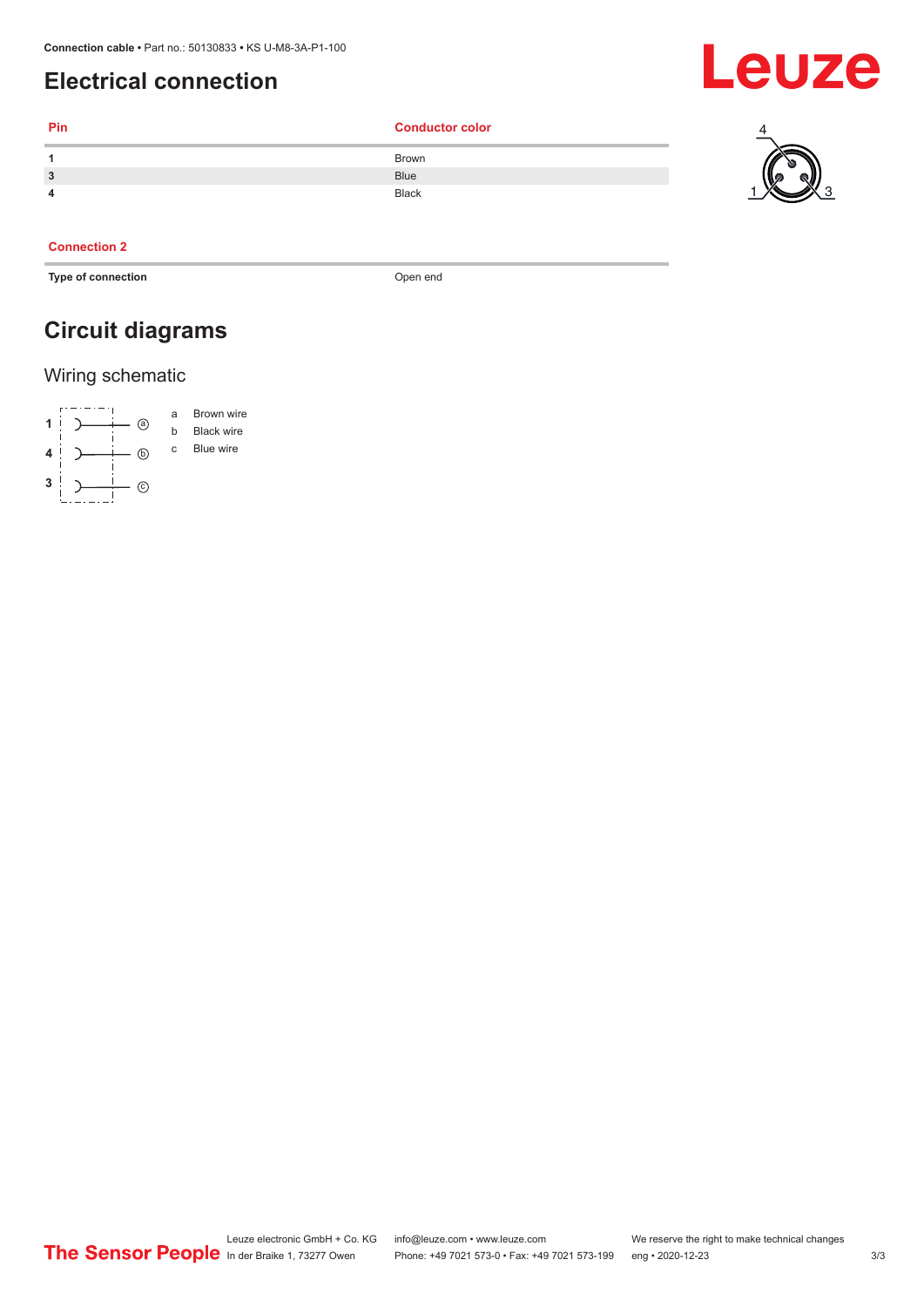## Electrical connection

| Pin | Conductor color |
|---|---|
| 1 | Brown |
| 3 | Blue |
| 4 | Black |

4

1

3

| Connection 2 | |
|---|---|
| **Type of connection** | Open end |

## Circuit diagrams

### Wiring schematic

1 ⓐ

4 ⓑ

3 ⓒ

a Brown wire

b Black wire

c Blue wire